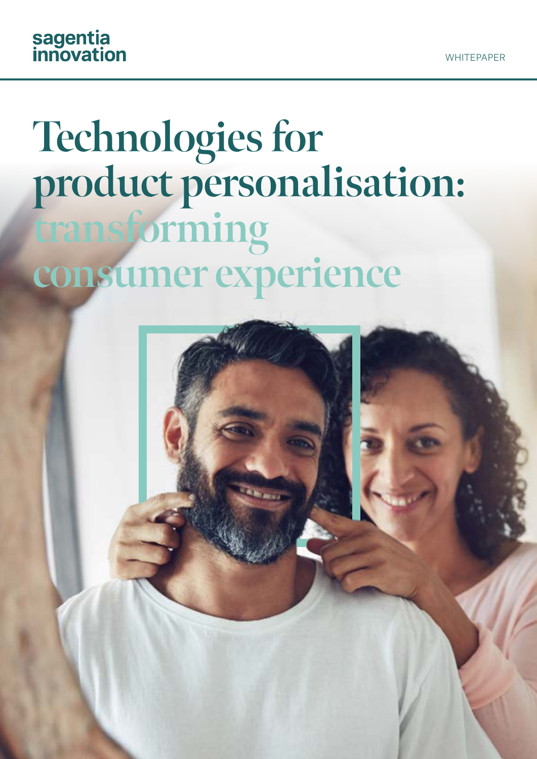sagentia innovation

WHITEPAPER

# Technologies for product personalisation: transforming consumer experience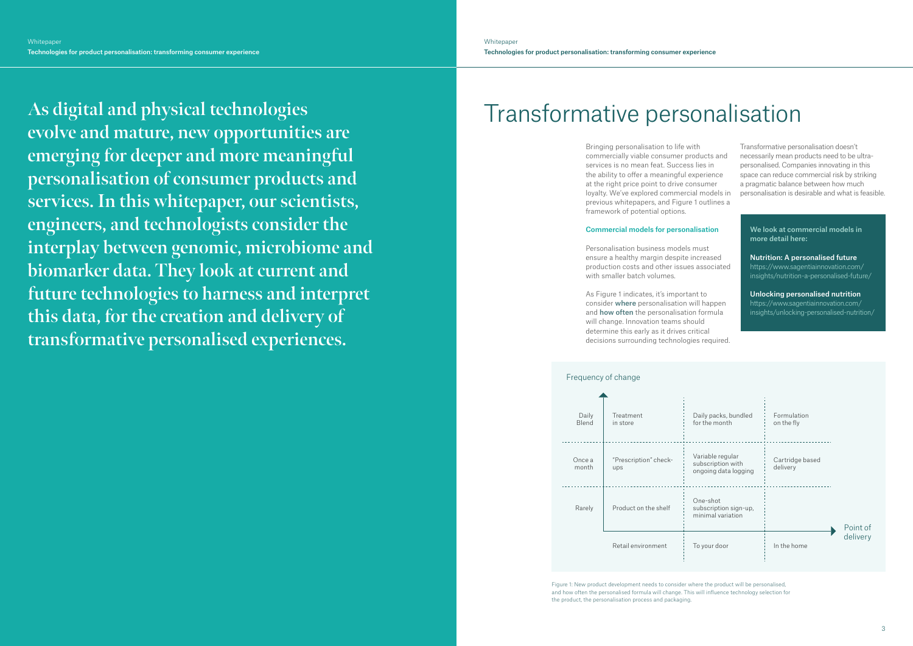As digital and physical technologies evolve and mature, new opportunities are emerging for deeper and more meaningful personalisation of consumer products and services. In this whitepaper, our scientists, engineers, and technologists consider the interplay between genomic, microbiome and biomarker data. They look at current and future technologies to harness and interpret this data, for the creation and delivery of transformative personalised experiences.

# Transformative personalisation

Bringing personalisation to life with commercially viable consumer products and services is no mean feat. Success lies in the ability to offer a meaningful experience at the right price point to drive consumer loyalty. We've explored commercial models in previous whitepapers, and Figure 1 outlines a framework of potential options.

### Commercial models for personalisation

Personalisation business models must ensure a healthy margin despite increased production costs and other issues associated with smaller batch volumes.

As Figure 1 indicates, it's important to consider **where** personalisation will happen and **how often** the personalisation formula will change. Innovation teams should determine this early as it drives critical decisions surrounding technologies required.

Transformative personalisation doesn't necessarily mean products need to be ultra-personalised. Companies innovating in this space can reduce commercial risk by striking a pragmatic balance between how much personalisation is desirable and what is feasible.

**We look at commercial models in more detail here:**

**Nutrition: A personalised future**
https://www.sagentiainnovation.com/insights/nutrition-a-personalised-future/

**Unlocking personalised nutrition**
https://www.sagentiainnovation.com/insights/unlocking-personalised-nutrition/

| Frequency of change | Retail environment | To your door | In the home |
|---|---|---|---|
| Daily Blend | Treatment in store | Daily packs, bundled for the month | Formulation on the fly |
| Once a month | "Prescription" check-ups | Variable regular subscription with ongoing data logging | Cartridge based delivery |
| Rarely | Product on the shelf | One-shot subscription sign-up, minimal variation | |

(Horizontal axis: Point of delivery)

Figure 1: New product development needs to consider where the product will be personalised, and how often the personalised formula will change. This will influence technology selection for the product, the personalisation process and packaging.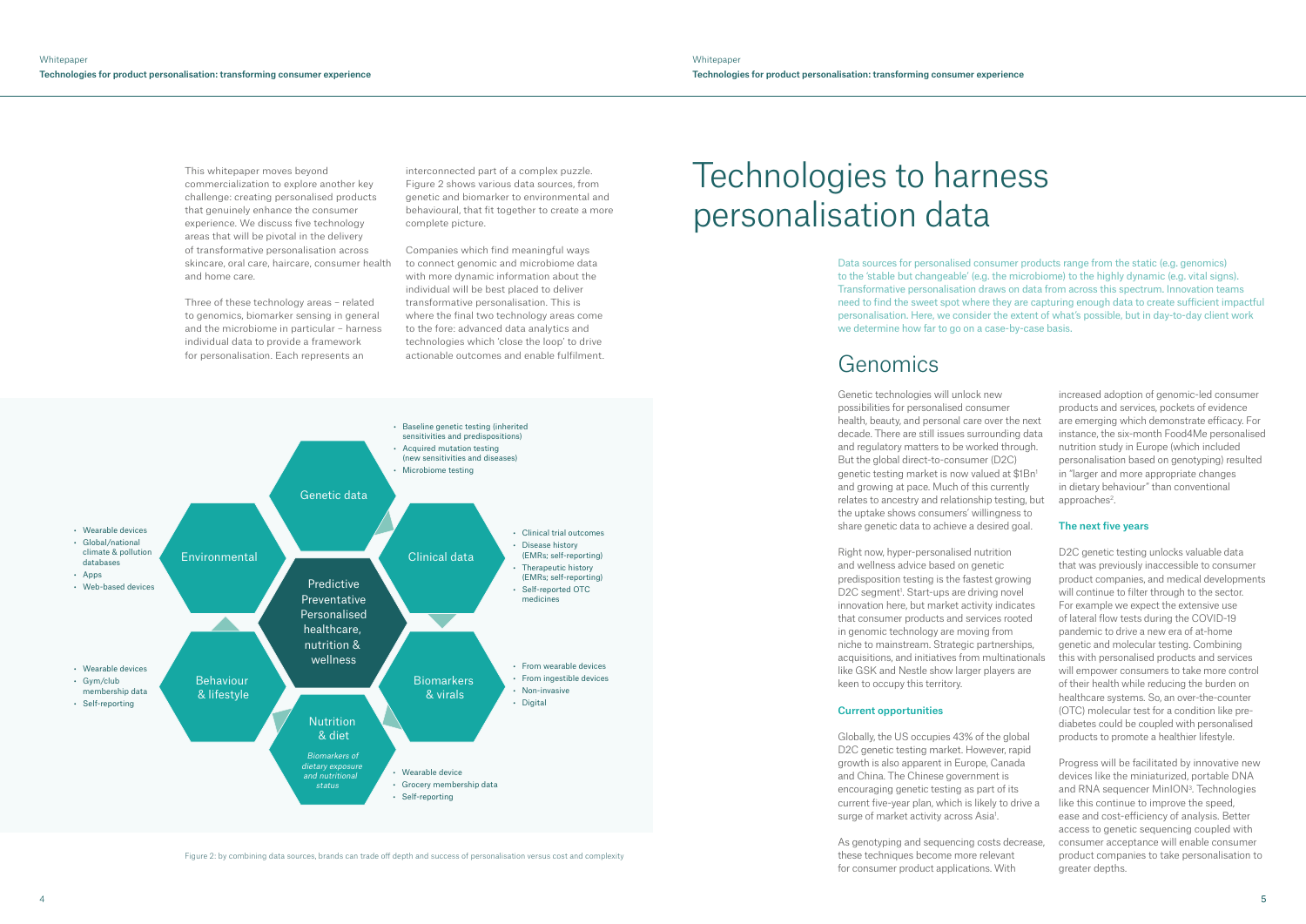This whitepaper moves beyond commercialization to explore another key challenge: creating personalised products that genuinely enhance the consumer experience. We discuss five technology areas that will be pivotal in the delivery of transformative personalisation across skincare, oral care, haircare, consumer health and home care.

Three of these technology areas – related to genomics, biomarker sensing in general and the microbiome in particular – harness individual data to provide a framework for personalisation. Each represents an interconnected part of a complex puzzle. Figure 2 shows various data sources, from genetic and biomarker to environmental and behavioural, that fit together to create a more complete picture.

Companies which find meaningful ways to connect genomic and microbiome data with more dynamic information about the individual will be best placed to deliver transformative personalisation. This is where the final two technology areas come to the fore: advanced data analytics and technologies which 'close the loop' to drive actionable outcomes and enable fulfilment.

**Predictive Preventative Personalised healthcare, nutrition & wellness**

- **Genetic data**
  - Baseline genetic testing (inherited sensitivities and predispositions)
  - Acquired mutation testing (new sensitivities and diseases)
  - Microbiome testing
- **Clinical data**
  - Clinical trial outcomes
  - Disease history (EMRs; self-reporting)
  - Therapeutic history (EMRs; self-reporting)
  - Self-reported OTC medicines
- **Biomarkers & virals**
  - From wearable devices
  - From ingestible devices
  - Non-invasive
  - Digital
- **Nutrition & diet** (*Biomarkers of dietary exposure and nutritional status*)
  - Wearable device
  - Grocery membership data
  - Self-reporting
- **Behaviour & lifestyle**
  - Wearable devices
  - Gym/club membership data
  - Self-reporting
- **Environmental**
  - Wearable devices
  - Global/national climate & pollution databases
  - Apps
  - Web-based devices

Figure 2: by combining data sources, brands can trade off depth and success of personalisation versus cost and complexity

# Technologies to harness personalisation data

Data sources for personalised consumer products range from the static (e.g. genomics) to the 'stable but changeable' (e.g. the microbiome) to the highly dynamic (e.g. vital signs). Transformative personalisation draws on data from across this spectrum. Innovation teams need to find the sweet spot where they are capturing enough data to create sufficient impactful personalisation. Here, we consider the extent of what's possible, but in day-to-day client work we determine how far to go on a case-by-case basis.

## Genomics

Genetic technologies will unlock new possibilities for personalised consumer health, beauty, and personal care over the next decade. There are still issues surrounding data and regulatory matters to be worked through. But the global direct-to-consumer (D2C) genetic testing market is now valued at $1Bn[1] and growing at pace. Much of this currently relates to ancestry and relationship testing, but the uptake shows consumers' willingness to share genetic data to achieve a desired goal.

Right now, hyper-personalised nutrition and wellness advice based on genetic predisposition testing is the fastest growing D2C segment[1]. Start-ups are driving novel innovation here, but market activity indicates that consumer products and services rooted in genomic technology are moving from niche to mainstream. Strategic partnerships, acquisitions, and initiatives from multinationals like GSK and Nestle show larger players are keen to occupy this territory.

### Current opportunities

Globally, the US occupies 43% of the global D2C genetic testing market. However, rapid growth is also apparent in Europe, Canada and China. The Chinese government is encouraging genetic testing as part of its current five-year plan, which is likely to drive a surge of market activity across Asia[1].

As genotyping and sequencing costs decrease, these techniques become more relevant for consumer product applications. With increased adoption of genomic-led consumer products and services, pockets of evidence are emerging which demonstrate efficacy. For instance, the six-month Food4Me personalised nutrition study in Europe (which included personalisation based on genotyping) resulted in "larger and more appropriate changes in dietary behaviour" than conventional approaches[2].

### The next five years

D2C genetic testing unlocks valuable data that was previously inaccessible to consumer product companies, and medical developments will continue to filter through to the sector. For example we expect the extensive use of lateral flow tests during the COVID-19 pandemic to drive a new era of at-home genetic and molecular testing. Combining this with personalised products and services will empower consumers to take more control of their health while reducing the burden on healthcare systems. So, an over-the-counter (OTC) molecular test for a condition like pre-diabetes could be coupled with personalised products to promote a healthier lifestyle.

Progress will be facilitated by innovative new devices like the miniaturized, portable DNA and RNA sequencer MinION[3]. Technologies like this continue to improve the speed, ease and cost-efficiency of analysis. Better access to genetic sequencing coupled with consumer acceptance will enable consumer product companies to take personalisation to greater depths.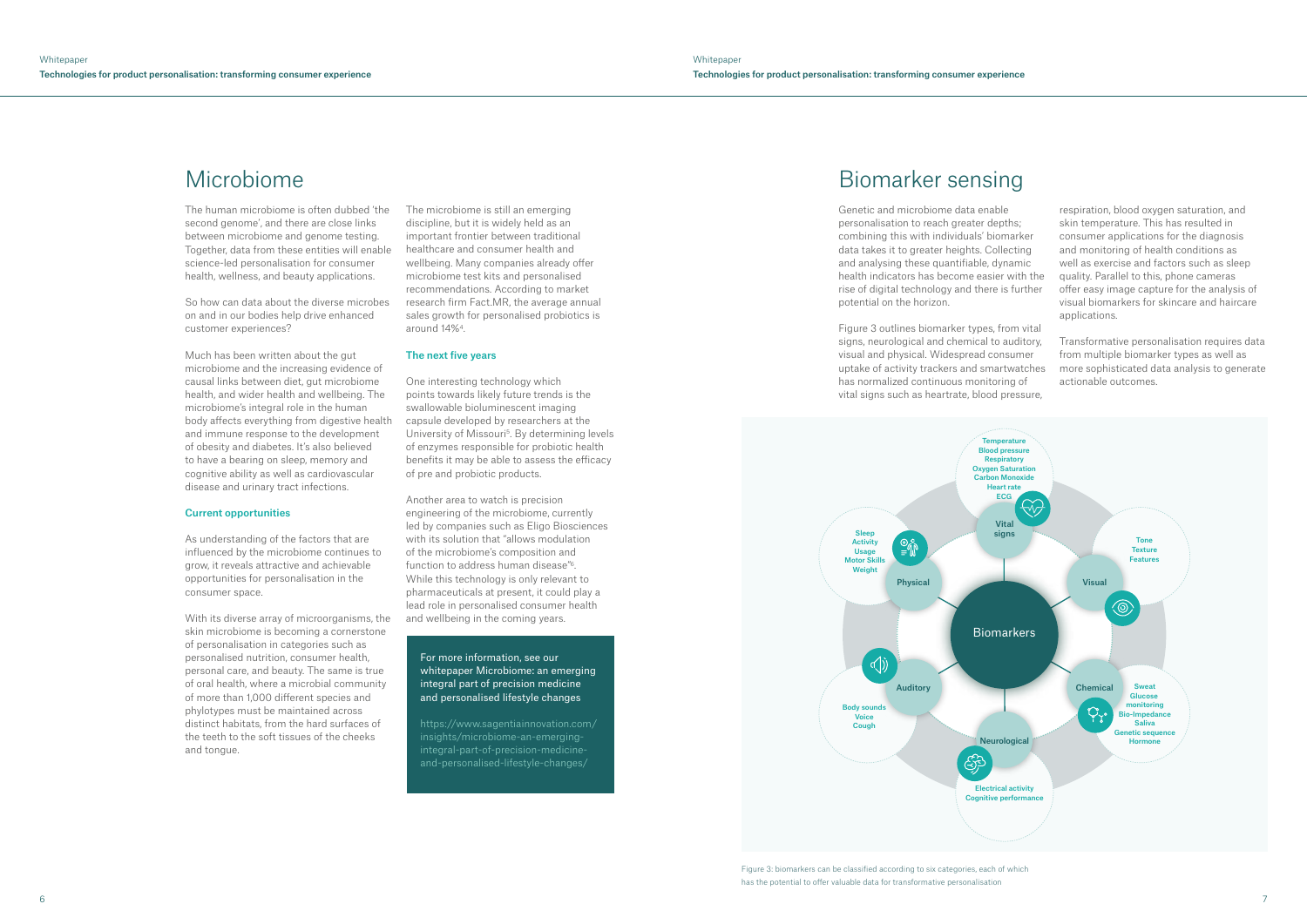# Microbiome

The human microbiome is often dubbed 'the second genome', and there are close links between microbiome and genome testing. Together, data from these entities will enable science-led personalisation for consumer health, wellness, and beauty applications.

So how can data about the diverse microbes on and in our bodies help drive enhanced customer experiences?

Much has been written about the gut microbiome and the increasing evidence of causal links between diet, gut microbiome health, and wider health and wellbeing. The microbiome's integral role in the human body affects everything from digestive health and immune response to the development of obesity and diabetes. It's also believed to have a bearing on sleep, memory and cognitive ability as well as cardiovascular disease and urinary tract infections.

### Current opportunities

As understanding of the factors that are influenced by the microbiome continues to grow, it reveals attractive and achievable opportunities for personalisation in the consumer space.

With its diverse array of microorganisms, the skin microbiome is becoming a cornerstone of personalisation in categories such as personalised nutrition, consumer health, personal care, and beauty. The same is true of oral health, where a microbial community of more than 1,000 different species and phylotypes must be maintained across distinct habitats, from the hard surfaces of the teeth to the soft tissues of the cheeks and tongue.

The microbiome is still an emerging discipline, but it is widely held as an important frontier between traditional healthcare and consumer health and wellbeing. Many companies already offer microbiome test kits and personalised recommendations. According to market research firm Fact.MR, the average annual sales growth for personalised probiotics is around 14%[4].

### The next five years

One interesting technology which points towards likely future trends is the swallowable bioluminescent imaging capsule developed by researchers at the University of Missouri[5]. By determining levels of enzymes responsible for probiotic health benefits it may be able to assess the efficacy of pre and probiotic products.

Another area to watch is precision engineering of the microbiome, currently led by companies such as Eligo Biosciences with its solution that "allows modulation of the microbiome's composition and function to address human disease"[6]. While this technology is only relevant to pharmaceuticals at present, it could play a lead role in personalised consumer health and wellbeing in the coming years.

For more information, see our whitepaper Microbiome: an emerging integral part of precision medicine and personalised lifestyle changes

https://www.sagentiainnovation.com/insights/microbiome-an-emerging-integral-part-of-precision-medicine-and-personalised-lifestyle-changes/

# Biomarker sensing

Genetic and microbiome data enable personalisation to reach greater depths; combining this with individuals' biomarker data takes it to greater heights. Collecting and analysing these quantifiable, dynamic health indicators has become easier with the rise of digital technology and there is further potential on the horizon.

Figure 3 outlines biomarker types, from vital signs, neurological and chemical to auditory, visual and physical. Widespread consumer uptake of activity trackers and smartwatches has normalized continuous monitoring of vital signs such as heartrate, blood pressure, respiration, blood oxygen saturation, and skin temperature. This has resulted in consumer applications for the diagnosis and monitoring of health conditions as well as exercise and factors such as sleep quality. Parallel to this, phone cameras offer easy image capture for the analysis of visual biomarkers for skincare and haircare applications.

Transformative personalisation requires data from multiple biomarker types as well as more sophisticated data analysis to generate actionable outcomes.

Biomarkers
- Vital signs: Temperature, Blood pressure, Respiratory, Oxygen Saturation, Carbon Monoxide, Heart rate, ECG
- Visual: Tone, Texture, Features
- Chemical: Sweat, Glucose monitoring, Bio-Impedance, Saliva, Genetic sequence, Hormone
- Neurological: Electrical activity, Cognitive performance
- Auditory: Body sounds, Voice, Cough
- Physical: Sleep, Activity, Usage, Motor Skills, Weight

Figure 3: biomarkers can be classified according to six categories, each of which has the potential to offer valuable data for transformative personalisation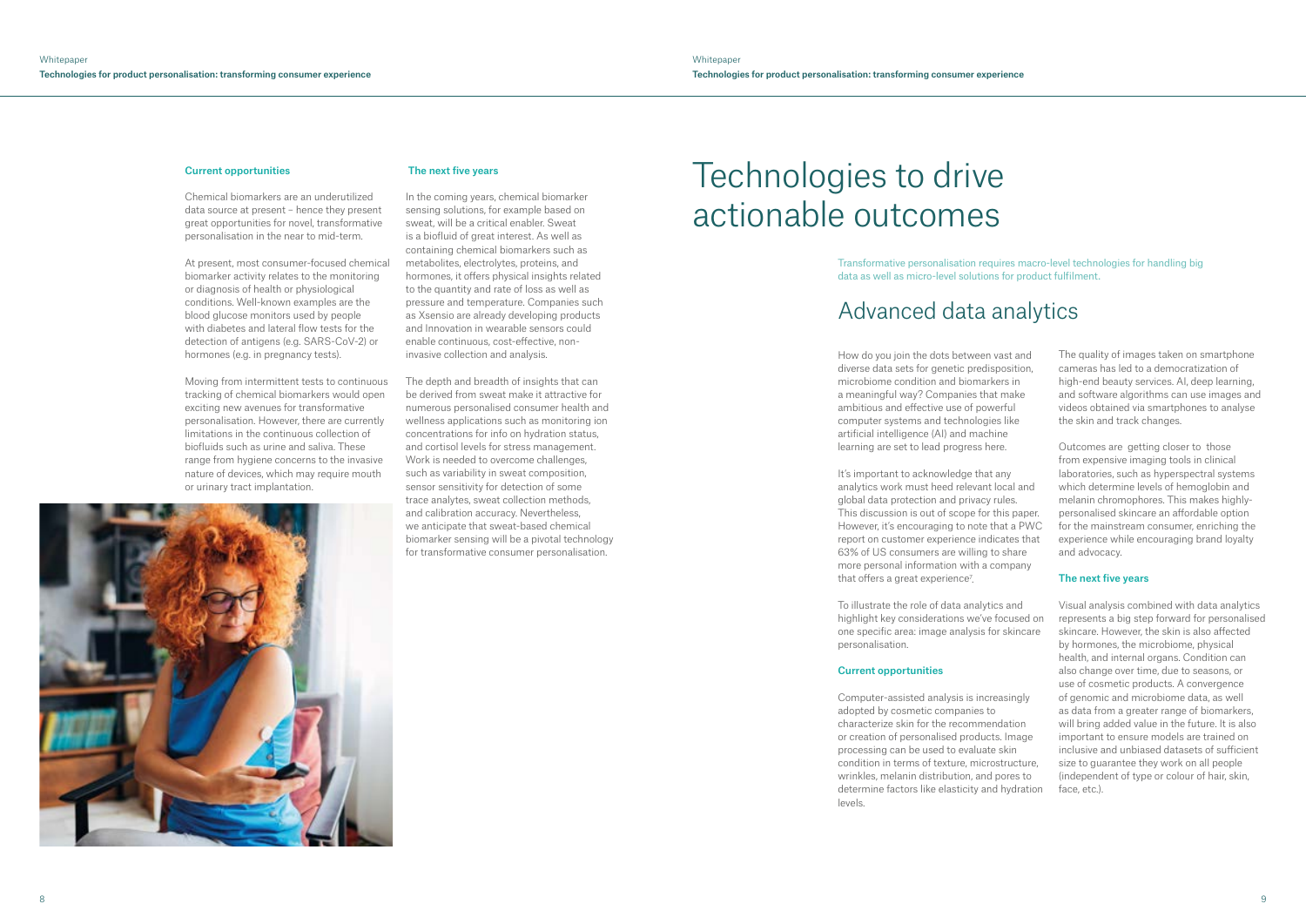### Current opportunities

Chemical biomarkers are an underutilized data source at present – hence they present great opportunities for novel, transformative personalisation in the near to mid-term.

At present, most consumer-focused chemical biomarker activity relates to the monitoring or diagnosis of health or physiological conditions. Well-known examples are the blood glucose monitors used by people with diabetes and lateral flow tests for the detection of antigens (e.g. SARS-CoV-2) or hormones (e.g. in pregnancy tests).

Moving from intermittent tests to continuous tracking of chemical biomarkers would open exciting new avenues for transformative personalisation. However, there are currently limitations in the continuous collection of biofluids such as urine and saliva. These range from hygiene concerns to the invasive nature of devices, which may require mouth or urinary tract implantation.

### The next five years

In the coming years, chemical biomarker sensing solutions, for example based on sweat, will be a critical enabler. Sweat is a biofluid of great interest. As well as containing chemical biomarkers such as metabolites, electrolytes, proteins, and hormones, it offers physical insights related to the quantity and rate of loss as well as pressure and temperature. Companies such as Xsensio are already developing products and Innovation in wearable sensors could enable continuous, cost-effective, non-invasive collection and analysis.

The depth and breadth of insights that can be derived from sweat make it attractive for numerous personalised consumer health and wellness applications such as monitoring ion concentrations for info on hydration status, and cortisol levels for stress management. Work is needed to overcome challenges, such as variability in sweat composition, sensor sensitivity for detection of some trace analytes, sweat collection methods, and calibration accuracy. Nevertheless, we anticipate that sweat-based chemical biomarker sensing will be a pivotal technology for transformative consumer personalisation.

# Technologies to drive actionable outcomes

Transformative personalisation requires macro-level technologies for handling big data as well as micro-level solutions for product fulfilment.

## Advanced data analytics

How do you join the dots between vast and diverse data sets for genetic predisposition, microbiome condition and biomarkers in a meaningful way? Companies that make ambitious and effective use of powerful computer systems and technologies like artificial intelligence (AI) and machine learning are set to lead progress here.

It's important to acknowledge that any analytics work must heed relevant local and global data protection and privacy rules. This discussion is out of scope for this paper. However, it's encouraging to note that a PWC report on customer experience indicates that 63% of US consumers are willing to share more personal information with a company that offers a great experience[7].

To illustrate the role of data analytics and highlight key considerations we've focused on one specific area: image analysis for skincare personalisation.

### Current opportunities

Computer-assisted analysis is increasingly adopted by cosmetic companies to characterize skin for the recommendation or creation of personalised products. Image processing can be used to evaluate skin condition in terms of texture, microstructure, wrinkles, melanin distribution, and pores to determine factors like elasticity and hydration levels.

The quality of images taken on smartphone cameras has led to a democratization of high-end beauty services. AI, deep learning, and software algorithms can use images and videos obtained via smartphones to analyse the skin and track changes.

Outcomes are getting closer to those from expensive imaging tools in clinical laboratories, such as hyperspectral systems which determine levels of hemoglobin and melanin chromophores. This makes highly-personalised skincare an affordable option for the mainstream consumer, enriching the experience while encouraging brand loyalty and advocacy.

### The next five years

Visual analysis combined with data analytics represents a big step forward for personalised skincare. However, the skin is also affected by hormones, the microbiome, physical health, and internal organs. Condition can also change over time, due to seasons, or use of cosmetic products. A convergence of genomic and microbiome data, as well as data from a greater range of biomarkers, will bring added value in the future. It is also important to ensure models are trained on inclusive and unbiased datasets of sufficient size to guarantee they work on all people (independent of type or colour of hair, skin, face, etc.).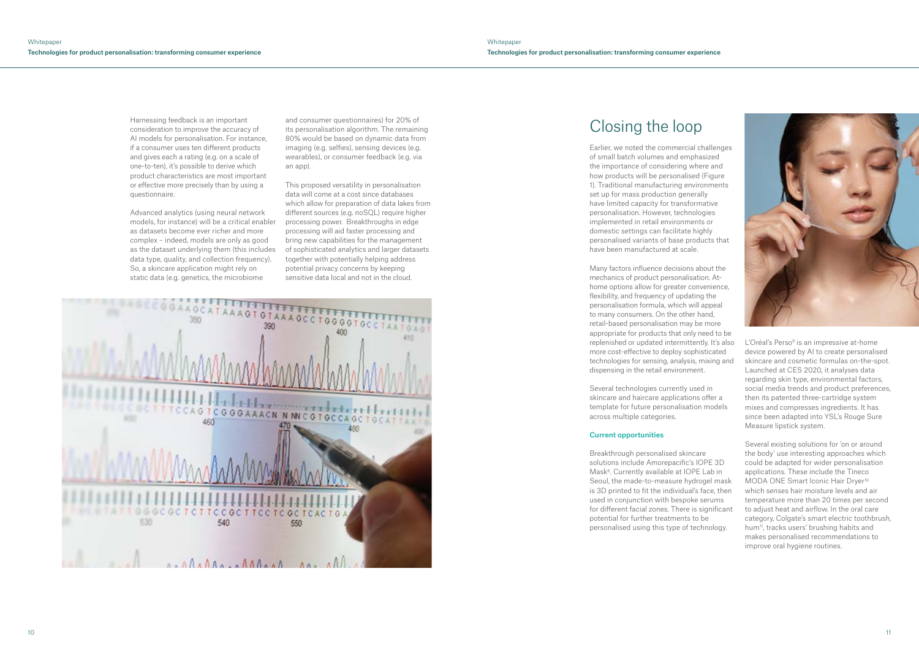Harnessing feedback is an important consideration to improve the accuracy of AI models for personalisation. For instance, if a consumer uses ten different products and gives each a rating (e.g. on a scale of one-to-ten), it's possible to derive which product characteristics are most important or effective more precisely than by using a questionnaire.

Advanced analytics (using neural network models, for instance) will be a critical enabler as datasets become ever richer and more complex – indeed, models are only as good as the dataset underlying them (this includes data type, quality, and collection frequency). So, a skincare application might rely on static data (e.g. genetics, the microbiome and consumer questionnaires) for 20% of its personalisation algorithm. The remaining 80% would be based on dynamic data from imaging (e.g. selfies), sensing devices (e.g. wearables), or consumer feedback (e.g. via an app).

This proposed versatility in personalisation data will come at a cost since databases which allow for preparation of data lakes from different sources (e.g. noSQL) require higher processing power. Breakthroughs in edge processing will aid faster processing and bring new capabilities for the management of sophisticated analytics and larger datasets together with potentially helping address potential privacy concerns by keeping sensitive data local and not in the cloud.

## Closing the loop

Earlier, we noted the commercial challenges of small batch volumes and emphasized the importance of considering where and how products will be personalised (Figure 1). Traditional manufacturing environments set up for mass production generally have limited capacity for transformative personalisation. However, technologies implemented in retail environments or domestic settings can facilitate highly personalised variants of base products that have been manufactured at scale.

Many factors influence decisions about the mechanics of product personalisation. At-home options allow for greater convenience, flexibility, and frequency of updating the personalisation formula, which will appeal to many consumers. On the other hand, retail-based personalisation may be more appropriate for products that only need to be replenished or updated intermittently. It's also more cost-effective to deploy sophisticated technologies for sensing, analysis, mixing and dispensing in the retail environment.

Several technologies currently used in skincare and haircare applications offer a template for future personalisation models across multiple categories.

### Current opportunities

Breakthrough personalised skincare solutions include Amorepacific's IOPE 3D Mask[8]. Currently available at IOPE Lab in Seoul, the made-to-measure hydrogel mask is 3D printed to fit the individual's face, then used in conjunction with bespoke serums for different facial zones. There is significant potential for further treatments to be personalised using this type of technology.

L'Oréal's Perso[9] is an impressive at-home device powered by AI to create personalised skincare and cosmetic formulas on-the-spot. Launched at CES 2020, it analyses data regarding skin type, environmental factors, social media trends and product preferences, then its patented three-cartridge system mixes and compresses ingredients. It has since been adapted into YSL's Rouge Sure Measure lipstick system.

Several existing solutions for 'on or around the body' use interesting approaches which could be adapted for wider personalisation applications. These include the Tineco MODA ONE Smart Iconic Hair Dryer[10] which senses hair moisture levels and air temperature more than 20 times per second to adjust heat and airflow. In the oral care category, Colgate's smart electric toothbrush, hum[11], tracks users' brushing habits and makes personalised recommendations to improve oral hygiene routines.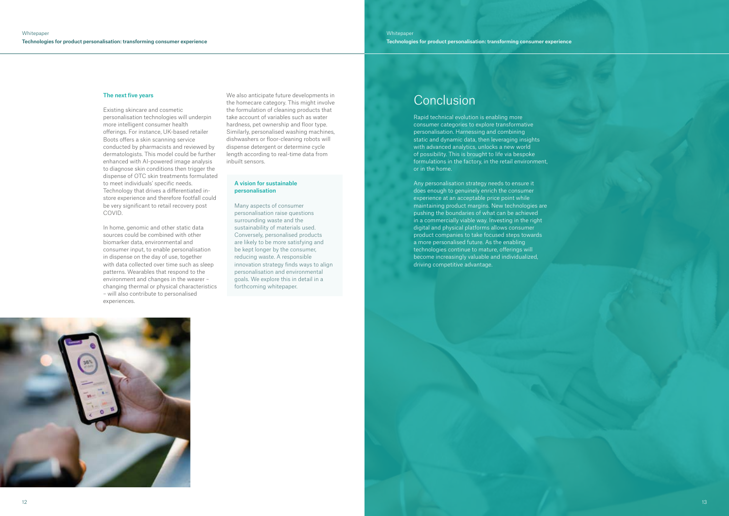### The next five years

Existing skincare and cosmetic personalisation technologies will underpin more intelligent consumer health offerings. For instance, UK-based retailer Boots offers a skin scanning service conducted by pharmacists and reviewed by dermatologists. This model could be further enhanced with AI-powered image analysis to diagnose skin conditions then trigger the dispense of OTC skin treatments formulated to meet individuals' specific needs. Technology that drives a differentiated in-store experience and therefore footfall could be very significant to retail recovery post COVID.

In home, genomic and other static data sources could be combined with other biomarker data, environmental and consumer input, to enable personalisation in dispense on the day of use, together with data collected over time such as sleep patterns. Wearables that respond to the environment and changes in the wearer – changing thermal or physical characteristics – will also contribute to personalised experiences.

We also anticipate future developments in the homecare category. This might involve the formulation of cleaning products that take account of variables such as water hardness, pet ownership and floor type. Similarly, personalised washing machines, dishwashers or floor-cleaning robots will dispense detergent or determine cycle length according to real-time data from inbuilt sensors.

#### A vision for sustainable personalisation

Many aspects of consumer personalisation raise questions surrounding waste and the sustainability of materials used. Conversely, personalised products are likely to be more satisfying and be kept longer by the consumer, reducing waste. A responsible innovation strategy finds ways to align personalisation and environmental goals. We explore this in detail in a forthcoming whitepaper.

## Conclusion

Rapid technical evolution is enabling more consumer categories to explore transformative personalisation. Harnessing and combining static and dynamic data, then leveraging insights with advanced analytics, unlocks a new world of possibility. This is brought to life via bespoke formulations in the factory, in the retail environment, or in the home.

Any personalisation strategy needs to ensure it does enough to genuinely enrich the consumer experience at an acceptable price point while maintaining product margins. New technologies are pushing the boundaries of what can be achieved in a commercially viable way. Investing in the right digital and physical platforms allows consumer product companies to take focused steps towards a more personalised future. As the enabling technologies continue to mature, offerings will become increasingly valuable and individualized, driving competitive advantage.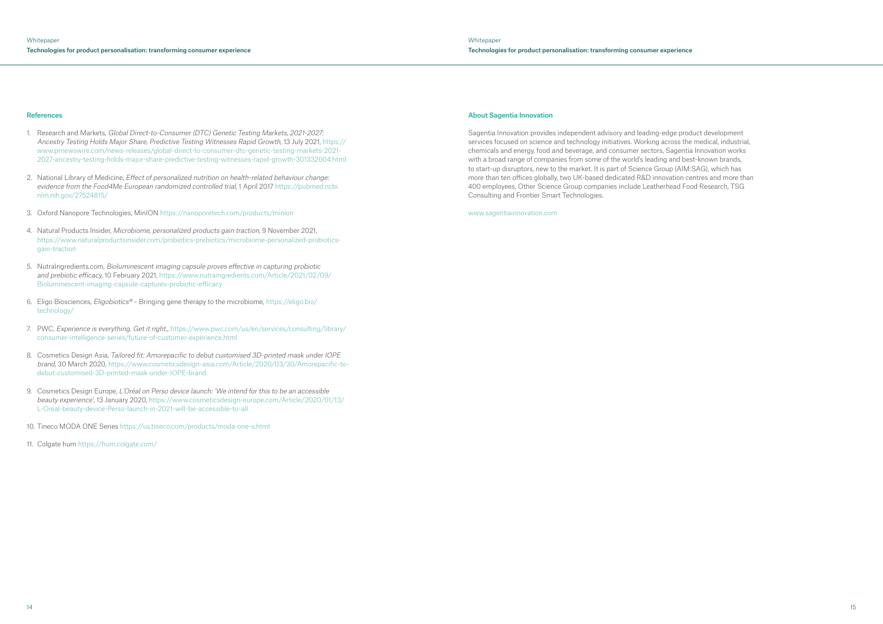## References

1. Research and Markets, *Global Direct-to-Consumer (DTC) Genetic Testing Markets, 2021-2027: Ancestry Testing Holds Major Share, Predictive Testing Witnesses Rapid Growth*, 13 July 2021, https://www.prnewswire.com/news-releases/global-direct-to-consumer-dtc-genetic-testing-markets-2021-2027-ancestry-testing-holds-major-share-predictive-testing-witnesses-rapid-growth-301332604.html

2. National Library of Medicine, *Effect of personalized nutrition on health-related behaviour change: evidence from the Food4Me European randomized controlled trial*, 1 April 2017 https://pubmed.ncbi.nlm.nih.gov/27524815/

3. Oxford Nanopore Technologies, MinION https://nanoporetech.com/products/minion

4. Natural Products Insider, *Microbiome, personalized products gain traction*, 9 November 2021, https://www.naturalproductsinsider.com/probiotics-prebiotics/microbiome-personalized-probiotics-gain-traction

5. NutraIngredients.com, *Bioluminescent imaging capsule proves effective in capturing probiotic and prebiotic efficacy*, 10 February 2021, https://www.nutraingredients.com/Article/2021/02/09/Bioluminescent-imaging-capsule-captures-probiotic-efficacy

6. Eligo Biosciences, *Eligobiotics®* – Bringing gene therapy to the microbiome, https://eligo.bio/technology/

7. PWC, *Experience is everything. Get it right.*, https://www.pwc.com/us/en/services/consulting/library/consumer-intelligence-series/future-of-customer-experience.html

8. Cosmetics Design Asia, *Tailored fit: Amorepacific to debut customised 3D-printed mask under IOPE brand*, 30 March 2020, https://www.cosmeticsdesign-asia.com/Article/2020/03/30/Amorepacific-to-debut-customised-3D-printed-mask-under-IOPE-brand

9. Cosmetics Design Europe, *L'Oréal on Perso device launch: 'We intend for this to be an accessible beauty experience'*, 13 January 2020, https://www.cosmeticsdesign-europe.com/Article/2020/01/13/L-Oreal-beauty-device-Perso-launch-in-2021-will-be-accessible-to-all

10. Tineco MODA ONE Series https://us.tineco.com/products/moda-one-s.html

11. Colgate hum https://hum.colgate.com/

## About Sagentia Innovation

Sagentia Innovation provides independent advisory and leading-edge product development services focused on science and technology initiatives. Working across the medical, industrial, chemicals and energy, food and beverage, and consumer sectors, Sagentia Innovation works with a broad range of companies from some of the world's leading and best-known brands, to start-up disruptors, new to the market. It is part of Science Group (AIM:SAG), which has more than ten offices globally, two UK-based dedicated R&D innovation centres and more than 400 employees. Other Science Group companies include Leatherhead Food Research, TSG Consulting and Frontier Smart Technologies.

www.sagentiainnovation.com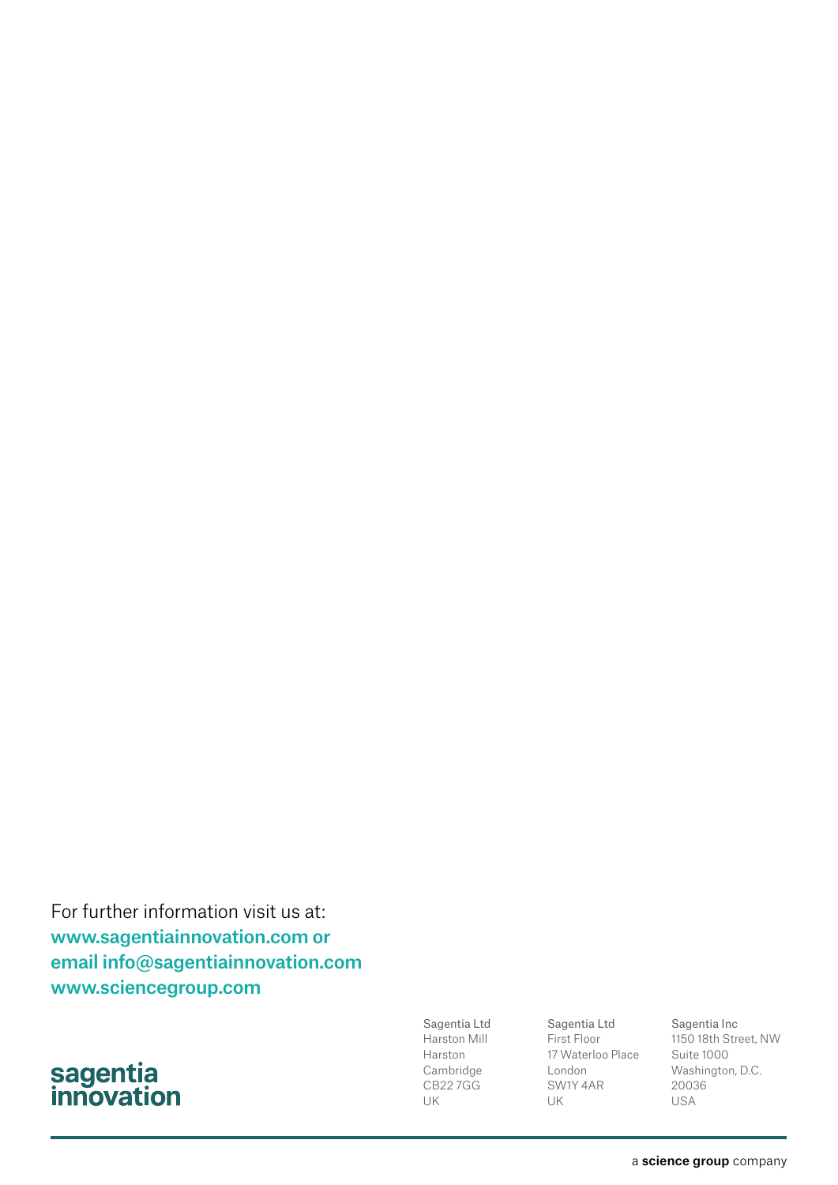For further information visit us at:
**www.sagentiainnovation.com or**
**email info@sagentiainnovation.com**
**www.sciencegroup.com**

**sagentia innovation**

Sagentia Ltd
Harston Mill
Harston
Cambridge
CB22 7GG
UK

Sagentia Ltd
First Floor
17 Waterloo Place
London
SW1Y 4AR
UK

Sagentia Inc
1150 18th Street, NW
Suite 1000
Washington, D.C.
20036
USA

a **science group** company